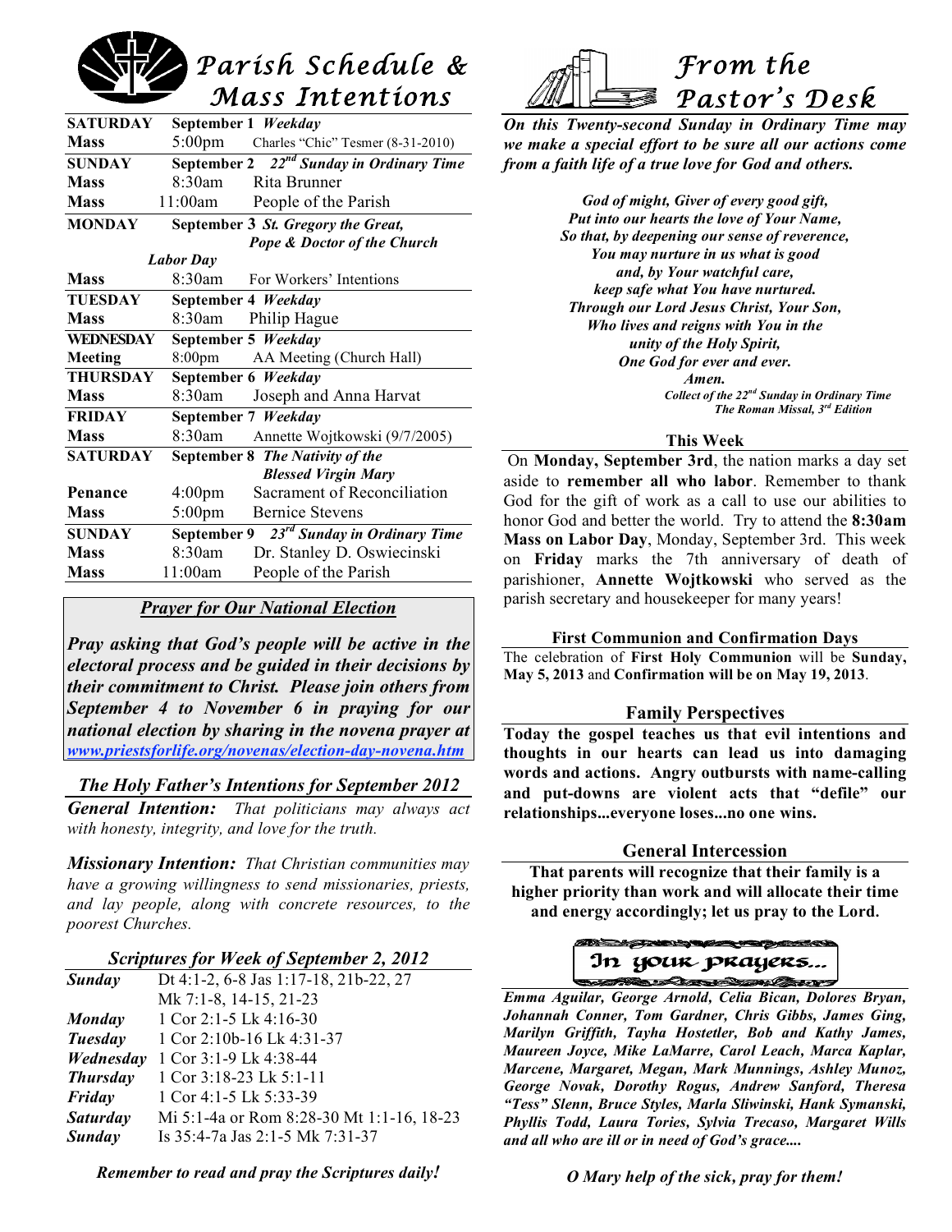# Parish Schedule & Mass Intentions

| | | |
|---|---|---|
| **SATURDAY** | **September 1** ***Weekday*** | |
| **Mass** | 5:00pm | Charles "Chic" Tesmer (8-31-2010) |
| **SUNDAY** | **September 2** ***22nd Sunday in Ordinary Time*** | |
| **Mass** | 8:30am | Rita Brunner |
| **Mass** | 11:00am | People of the Parish |
| **MONDAY** | **September 3** ***St. Gregory the Great, Pope & Doctor of the Church*** | |
| ***Labor Day*** | | |
| **Mass** | 8:30am | For Workers' Intentions |
| **TUESDAY** | **September 4** ***Weekday*** | |
| **Mass** | 8:30am | Philip Hague |
| **WEDNESDAY** | **September 5** ***Weekday*** | |
| **Meeting** | 8:00pm | AA Meeting (Church Hall) |
| **THURSDAY** | **September 6** ***Weekday*** | |
| **Mass** | 8:30am | Joseph and Anna Harvat |
| **FRIDAY** | **September 7** ***Weekday*** | |
| **Mass** | 8:30am | Annette Wojtkowski (9/7/2005) |
| **SATURDAY** | **September 8** ***The Nativity of the Blessed Virgin Mary*** | |
| **Penance** | 4:00pm | Sacrament of Reconciliation |
| **Mass** | 5:00pm | Bernice Stevens |
| **SUNDAY** | **September 9** ***23rd Sunday in Ordinary Time*** | |
| **Mass** | 8:30am | Dr. Stanley D. Oswiecinski |
| **Mass** | 11:00am | People of the Parish |

## *Prayer for Our National Election*

***Pray asking that God's people will be active in the electoral process and be guided in their decisions by their commitment to Christ. Please join others from September 4 to November 6 in praying for our national election by sharing in the novena prayer at www.priestsforlife.org/novenas/election-day-novena.htm***

## *The Holy Father's Intentions for September 2012*

***General Intention:*** *That politicians may always act with honesty, integrity, and love for the truth.*

***Missionary Intention:*** *That Christian communities may have a growing willingness to send missionaries, priests, and lay people, along with concrete resources, to the poorest Churches.*

## *Scriptures for Week of September 2, 2012*

| | |
|---|---|
| ***Sunday*** | Dt 4:1-2, 6-8 Jas 1:17-18, 21b-22, 27 Mk 7:1-8, 14-15, 21-23 |
| ***Monday*** | 1 Cor 2:1-5 Lk 4:16-30 |
| ***Tuesday*** | 1 Cor 2:10b-16 Lk 4:31-37 |
| ***Wednesday*** | 1 Cor 3:1-9 Lk 4:38-44 |
| ***Thursday*** | 1 Cor 3:18-23 Lk 5:1-11 |
| ***Friday*** | 1 Cor 4:1-5 Lk 5:33-39 |
| ***Saturday*** | Mi 5:1-4a or Rom 8:28-30 Mt 1:1-16, 18-23 |
| ***Sunday*** | Is 35:4-7a Jas 2:1-5 Mk 7:31-37 |

***Remember to read and pray the Scriptures daily!***

# From the Pastor's Desk

***On this Twenty-second Sunday in Ordinary Time may we make a special effort to be sure all our actions come from a faith life of a true love for God and others.***

***God of might, Giver of every good gift,***
***Put into our hearts the love of Your Name,***
***So that, by deepening our sense of reverence,***
***You may nurture in us what is good***
***and, by Your watchful care,***
***keep safe what You have nurtured.***
***Through our Lord Jesus Christ, Your Son,***
***Who lives and reigns with You in the***
***unity of the Holy Spirit,***
***One God for ever and ever.***
***Amen.***

***Collect of the 22nd Sunday in Ordinary Time***
***The Roman Missal, 3rd Edition***

### This Week

On **Monday, September 3rd**, the nation marks a day set aside to **remember all who labor**. Remember to thank God for the gift of work as a call to use our abilities to honor God and better the world. Try to attend the **8:30am Mass on Labor Day**, Monday, September 3rd. This week on **Friday** marks the 7th anniversary of death of parishioner, **Annette Wojtkowski** who served as the parish secretary and housekeeper for many years!

### First Communion and Confirmation Days

The celebration of **First Holy Communion** will be **Sunday, May 5, 2013** and **Confirmation will be on May 19, 2013**.

### Family Perspectives

**Today the gospel teaches us that evil intentions and thoughts in our hearts can lead us into damaging words and actions. Angry outbursts with name-calling and put-downs are violent acts that "defile" our relationships...everyone loses...no one wins.**

### General Intercession

**That parents will recognize that their family is a higher priority than work and will allocate their time and energy accordingly; let us pray to the Lord.**

### In your prayers...

***Emma Aguilar, George Arnold, Celia Bican, Dolores Bryan, Johannah Conner, Tom Gardner, Chris Gibbs, James Ging, Marilyn Griffith, Tayha Hostetler, Bob and Kathy James, Maureen Joyce, Mike LaMarre, Carol Leach, Marca Kaplar, Marcene, Margaret, Megan, Mark Munnings, Ashley Munoz, George Novak, Dorothy Rogus, Andrew Sanford, Theresa "Tess" Slenn, Bruce Styles, Marla Sliwinski, Hank Symanski, Phyllis Todd, Laura Tories, Sylvia Trecaso, Margaret Wills and all who are ill or in need of God's grace....***

***O Mary help of the sick, pray for them!***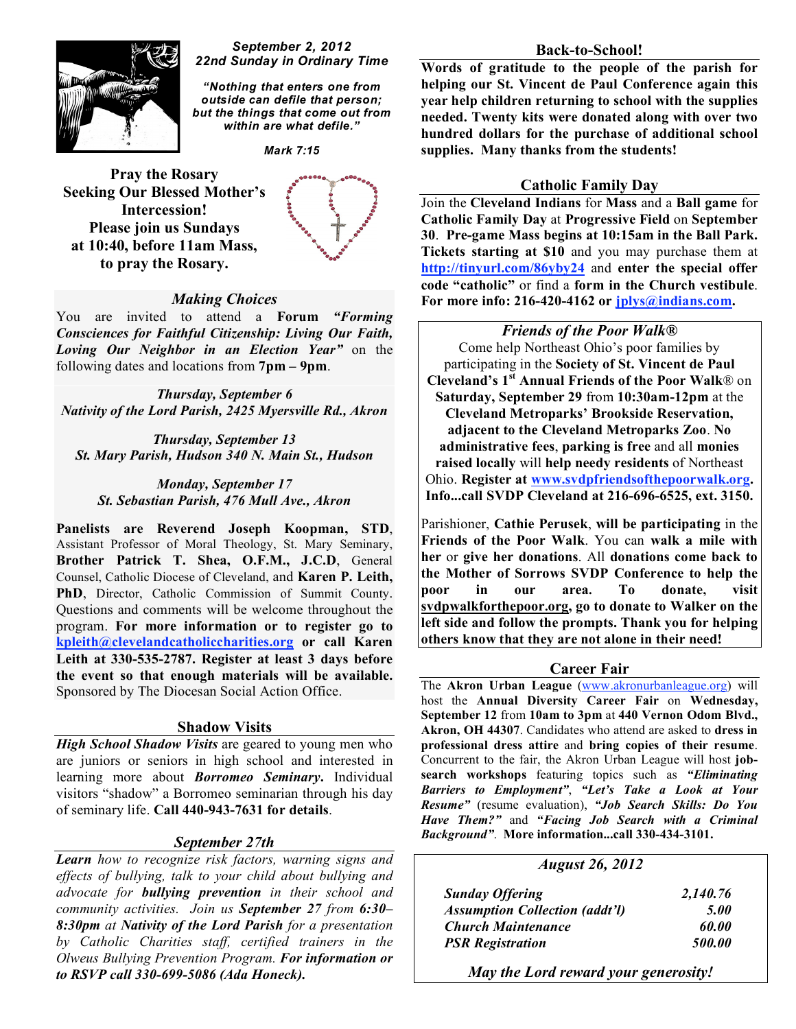*September 2, 2012*
*22nd Sunday in Ordinary Time*

*"Nothing that enters one from outside can defile that person; but the things that come out from within are what defile."*

*Mark 7:15*

**Pray the Rosary**
**Seeking Our Blessed Mother's Intercession!**
**Please join us Sundays at 10:40, before 11am Mass, to pray the Rosary.**

## *Making Choices*

You are invited to attend a **Forum** ***"Forming Consciences for Faithful Citizenship: Living Our Faith, Loving Our Neighbor in an Election Year"*** on the following dates and locations from **7pm – 9pm**.

***Thursday, September 6***
***Nativity of the Lord Parish, 2425 Myersville Rd., Akron***

***Thursday, September 13***
***St. Mary Parish, Hudson 340 N. Main St., Hudson***

***Monday, September 17***
***St. Sebastian Parish, 476 Mull Ave., Akron***

**Panelists are Reverend Joseph Koopman, STD**, Assistant Professor of Moral Theology, St. Mary Seminary, **Brother Patrick T. Shea, O.F.M., J.C.D**, General Counsel, Catholic Diocese of Cleveland, and **Karen P. Leith, PhD**, Director, Catholic Commission of Summit County. Questions and comments will be welcome throughout the program. **For more information or to register go to kpleith@clevelandcatholiccharities.org or call Karen Leith at 330-535-2787. Register at least 3 days before the event so that enough materials will be available.** Sponsored by The Diocesan Social Action Office.

## Shadow Visits

***High School Shadow Visits*** are geared to young men who are juniors or seniors in high school and interested in learning more about ***Borromeo Seminary***. Individual visitors "shadow" a Borromeo seminarian through his day of seminary life. **Call 440-943-7631 for details**.

## *September 27th*

***Learn*** *how to recognize risk factors, warning signs and effects of bullying, talk to your child about bullying and advocate for* ***bullying prevention*** *in their school and community activities. Join us* ***September 27*** *from* ***6:30–8:30pm*** *at* ***Nativity of the Lord Parish*** *for a presentation by Catholic Charities staff, certified trainers in the Olweus Bullying Prevention Program.* ***For information or to RSVP call 330-699-5086 (Ada Honeck).***

## Back-to-School!

**Words of gratitude to the people of the parish for helping our St. Vincent de Paul Conference again this year help children returning to school with the supplies needed. Twenty kits were donated along with over two hundred dollars for the purchase of additional school supplies. Many thanks from the students!**

## Catholic Family Day

Join the **Cleveland Indians** for **Mass** and a **Ball game** for **Catholic Family Day** at **Progressive Field** on **September 30**. **Pre-game Mass begins at 10:15am in the Ball Park. Tickets starting at $10** and you may purchase them at **http://tinyurl.com/86yby24** and **enter the special offer code "catholic"** or find a **form in the Church vestibule**. **For more info: 216-420-4162 or jplys@indians.com.**

## *Friends of the Poor Walk®*

Come help Northeast Ohio's poor families by participating in the **Society of St. Vincent de Paul Cleveland's 1st Annual Friends of the Poor Walk**® on **Saturday, September 29** from **10:30am-12pm** at the **Cleveland Metroparks' Brookside Reservation, adjacent to the Cleveland Metroparks Zoo**. **No administrative fees**, **parking is free** and all **monies raised locally** will **help needy residents** of Northeast Ohio. **Register at www.svdpfriendsofthepoorwalk.org. Info...call SVDP Cleveland at 216-696-6525, ext. 3150.**

Parishioner, **Cathie Perusek**, **will be participating** in the **Friends of the Poor Walk**. You can **walk a mile with her** or **give her donations**. All **donations come back to the Mother of Sorrows SVDP Conference to help the poor in our area. To donate, visit svdpwalkforthepoor.org, go to donate to Walker on the left side and follow the prompts. Thank you for helping others know that they are not alone in their need!**

## Career Fair

The **Akron Urban League** (www.akronurbanleague.org) will host the **Annual Diversity Career Fair** on **Wednesday, September 12** from **10am to 3pm** at **440 Vernon Odom Blvd., Akron, OH 44307**. Candidates who attend are asked to **dress in professional dress attire** and **bring copies of their resume**. Concurrent to the fair, the Akron Urban League will host **job-search workshops** featuring topics such as ***"Eliminating Barriers to Employment"***, ***"Let's Take a Look at Your Resume"*** (resume evaluation), ***"Job Search Skills: Do You Have Them?"*** and ***"Facing Job Search with a Criminal Background"***. **More information...call 330-434-3101.**

## *August 26, 2012*

| | |
|---|---|
| ***Sunday Offering*** | ***2,140.76*** |
| ***Assumption Collection (addt'l)*** | ***5.00*** |
| ***Church Maintenance*** | ***60.00*** |
| ***PSR Registration*** | ***500.00*** |

***May the Lord reward your generosity!***